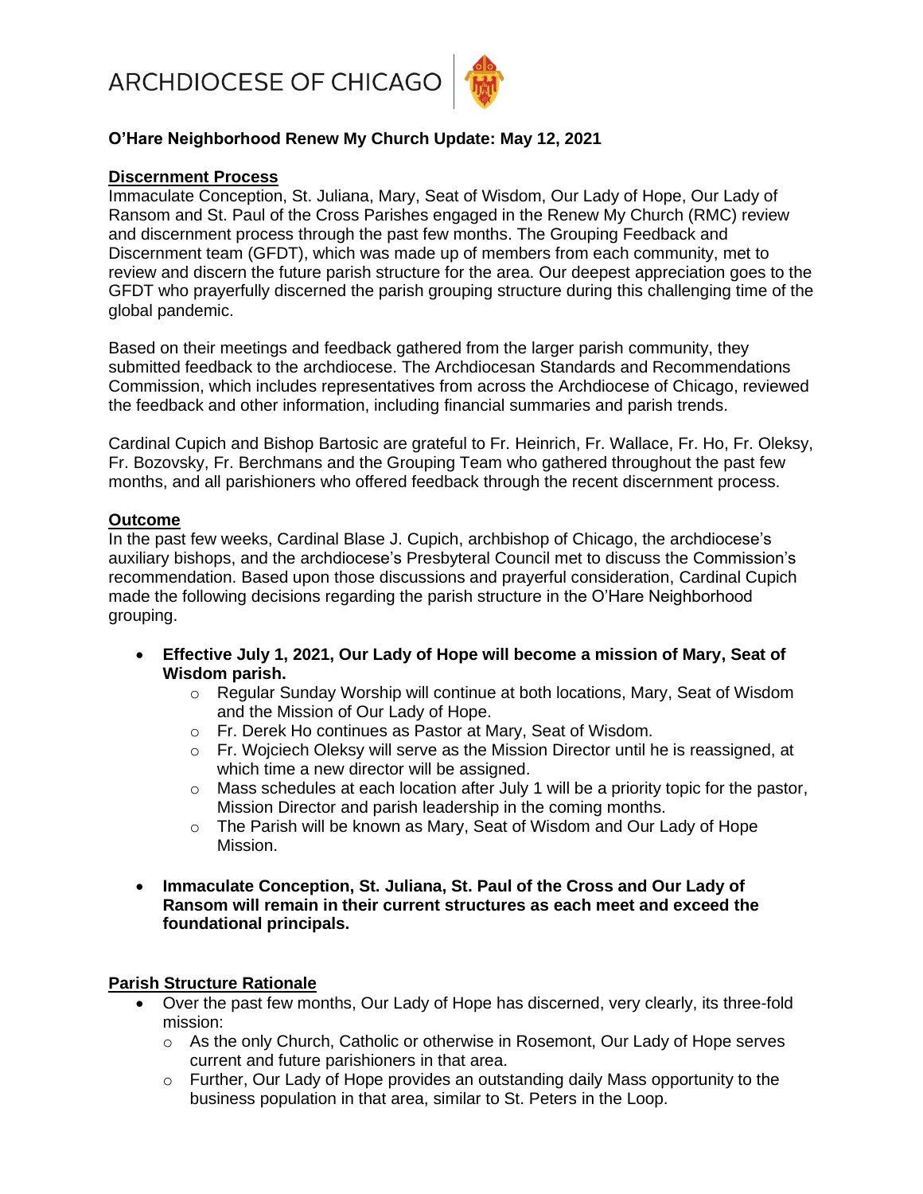ARCHDIOCESE OF CHICAGO

**O'Hare Neighborhood Renew My Church Update: May 12, 2021**

**Discernment Process**

Immaculate Conception, St. Juliana, Mary, Seat of Wisdom, Our Lady of Hope, Our Lady of Ransom and St. Paul of the Cross Parishes engaged in the Renew My Church (RMC) review and discernment process through the past few months. The Grouping Feedback and Discernment team (GFDT), which was made up of members from each community, met to review and discern the future parish structure for the area. Our deepest appreciation goes to the GFDT who prayerfully discerned the parish grouping structure during this challenging time of the global pandemic.

Based on their meetings and feedback gathered from the larger parish community, they submitted feedback to the archdiocese. The Archdiocesan Standards and Recommendations Commission, which includes representatives from across the Archdiocese of Chicago, reviewed the feedback and other information, including financial summaries and parish trends.

Cardinal Cupich and Bishop Bartosic are grateful to Fr. Heinrich, Fr. Wallace, Fr. Ho, Fr. Oleksy, Fr. Bozovsky, Fr. Berchmans and the Grouping Team who gathered throughout the past few months, and all parishioners who offered feedback through the recent discernment process.

**Outcome**

In the past few weeks, Cardinal Blase J. Cupich, archbishop of Chicago, the archdiocese's auxiliary bishops, and the archdiocese's Presbyteral Council met to discuss the Commission's recommendation. Based upon those discussions and prayerful consideration, Cardinal Cupich made the following decisions regarding the parish structure in the O'Hare Neighborhood grouping.

- **Effective July 1, 2021, Our Lady of Hope will become a mission of Mary, Seat of Wisdom parish.**
  - Regular Sunday Worship will continue at both locations, Mary, Seat of Wisdom and the Mission of Our Lady of Hope.
  - Fr. Derek Ho continues as Pastor at Mary, Seat of Wisdom.
  - Fr. Wojciech Oleksy will serve as the Mission Director until he is reassigned, at which time a new director will be assigned.
  - Mass schedules at each location after July 1 will be a priority topic for the pastor, Mission Director and parish leadership in the coming months.
  - The Parish will be known as Mary, Seat of Wisdom and Our Lady of Hope Mission.
- **Immaculate Conception, St. Juliana, St. Paul of the Cross and Our Lady of Ransom will remain in their current structures as each meet and exceed the foundational principals.**

**Parish Structure Rationale**

- Over the past few months, Our Lady of Hope has discerned, very clearly, its three-fold mission:
  - As the only Church, Catholic or otherwise in Rosemont, Our Lady of Hope serves current and future parishioners in that area.
  - Further, Our Lady of Hope provides an outstanding daily Mass opportunity to the business population in that area, similar to St. Peters in the Loop.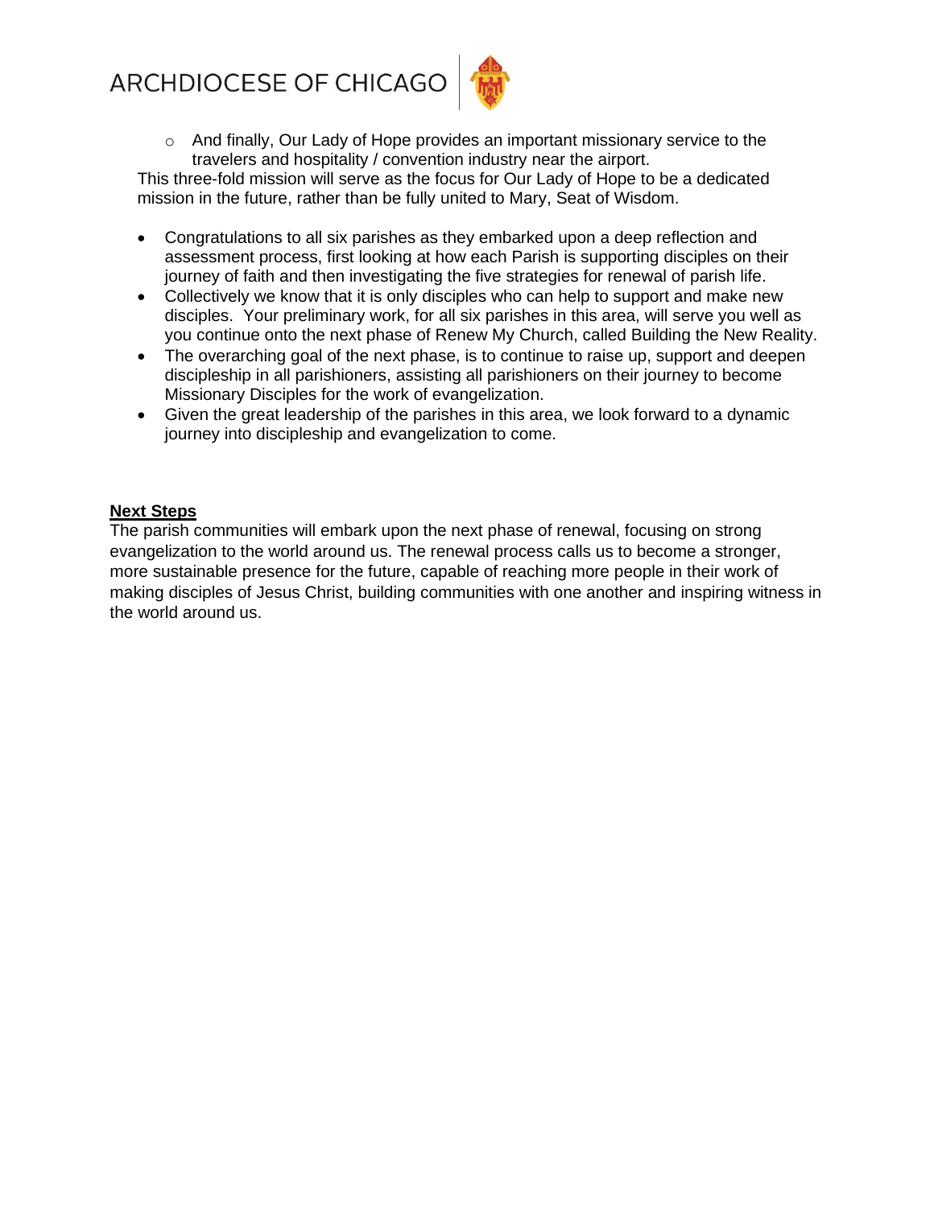- And finally, Our Lady of Hope provides an important missionary service to the travelers and hospitality / convention industry near the airport.

This three-fold mission will serve as the focus for Our Lady of Hope to be a dedicated mission in the future, rather than be fully united to Mary, Seat of Wisdom.

- Congratulations to all six parishes as they embarked upon a deep reflection and assessment process, first looking at how each Parish is supporting disciples on their journey of faith and then investigating the five strategies for renewal of parish life.
- Collectively we know that it is only disciples who can help to support and make new disciples. Your preliminary work, for all six parishes in this area, will serve you well as you continue onto the next phase of Renew My Church, called Building the New Reality.
- The overarching goal of the next phase, is to continue to raise up, support and deepen discipleship in all parishioners, assisting all parishioners on their journey to become Missionary Disciples for the work of evangelization.
- Given the great leadership of the parishes in this area, we look forward to a dynamic journey into discipleship and evangelization to come.

**Next Steps**

The parish communities will embark upon the next phase of renewal, focusing on strong evangelization to the world around us. The renewal process calls us to become a stronger, more sustainable presence for the future, capable of reaching more people in their work of making disciples of Jesus Christ, building communities with one another and inspiring witness in the world around us.